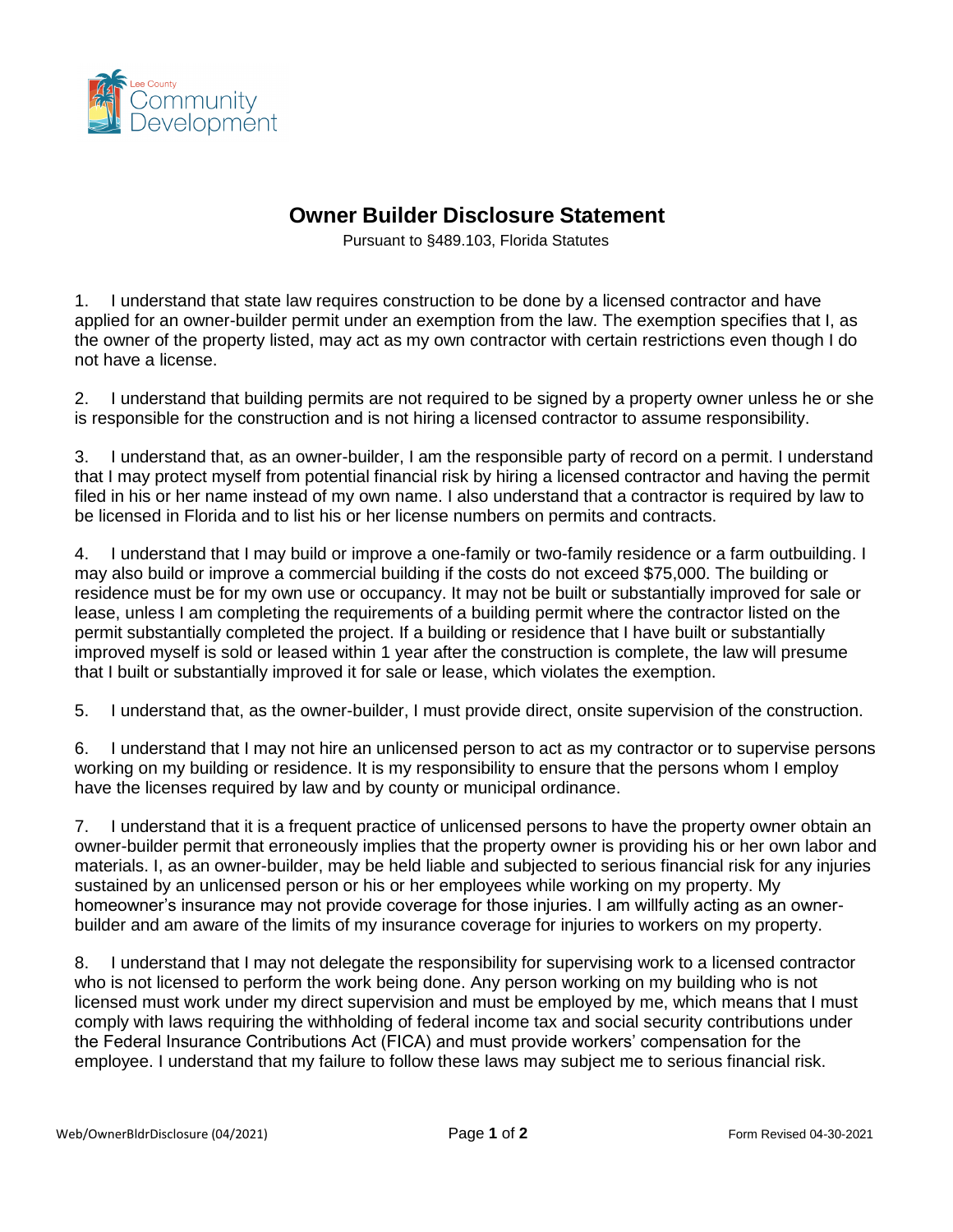Lee County Community Development

# Owner Builder Disclosure Statement

Pursuant to §489.103, Florida Statutes

1. I understand that state law requires construction to be done by a licensed contractor and have applied for an owner-builder permit under an exemption from the law. The exemption specifies that I, as the owner of the property listed, may act as my own contractor with certain restrictions even though I do not have a license.

2. I understand that building permits are not required to be signed by a property owner unless he or she is responsible for the construction and is not hiring a licensed contractor to assume responsibility.

3. I understand that, as an owner-builder, I am the responsible party of record on a permit. I understand that I may protect myself from potential financial risk by hiring a licensed contractor and having the permit filed in his or her name instead of my own name. I also understand that a contractor is required by law to be licensed in Florida and to list his or her license numbers on permits and contracts.

4. I understand that I may build or improve a one-family or two-family residence or a farm outbuilding. I may also build or improve a commercial building if the costs do not exceed $75,000. The building or residence must be for my own use or occupancy. It may not be built or substantially improved for sale or lease, unless I am completing the requirements of a building permit where the contractor listed on the permit substantially completed the project. If a building or residence that I have built or substantially improved myself is sold or leased within 1 year after the construction is complete, the law will presume that I built or substantially improved it for sale or lease, which violates the exemption.

5. I understand that, as the owner-builder, I must provide direct, onsite supervision of the construction.

6. I understand that I may not hire an unlicensed person to act as my contractor or to supervise persons working on my building or residence. It is my responsibility to ensure that the persons whom I employ have the licenses required by law and by county or municipal ordinance.

7. I understand that it is a frequent practice of unlicensed persons to have the property owner obtain an owner-builder permit that erroneously implies that the property owner is providing his or her own labor and materials. I, as an owner-builder, may be held liable and subjected to serious financial risk for any injuries sustained by an unlicensed person or his or her employees while working on my property. My homeowner's insurance may not provide coverage for those injuries. I am willfully acting as an owner-builder and am aware of the limits of my insurance coverage for injuries to workers on my property.

8. I understand that I may not delegate the responsibility for supervising work to a licensed contractor who is not licensed to perform the work being done. Any person working on my building who is not licensed must work under my direct supervision and must be employed by me, which means that I must comply with laws requiring the withholding of federal income tax and social security contributions under the Federal Insurance Contributions Act (FICA) and must provide workers' compensation for the employee. I understand that my failure to follow these laws may subject me to serious financial risk.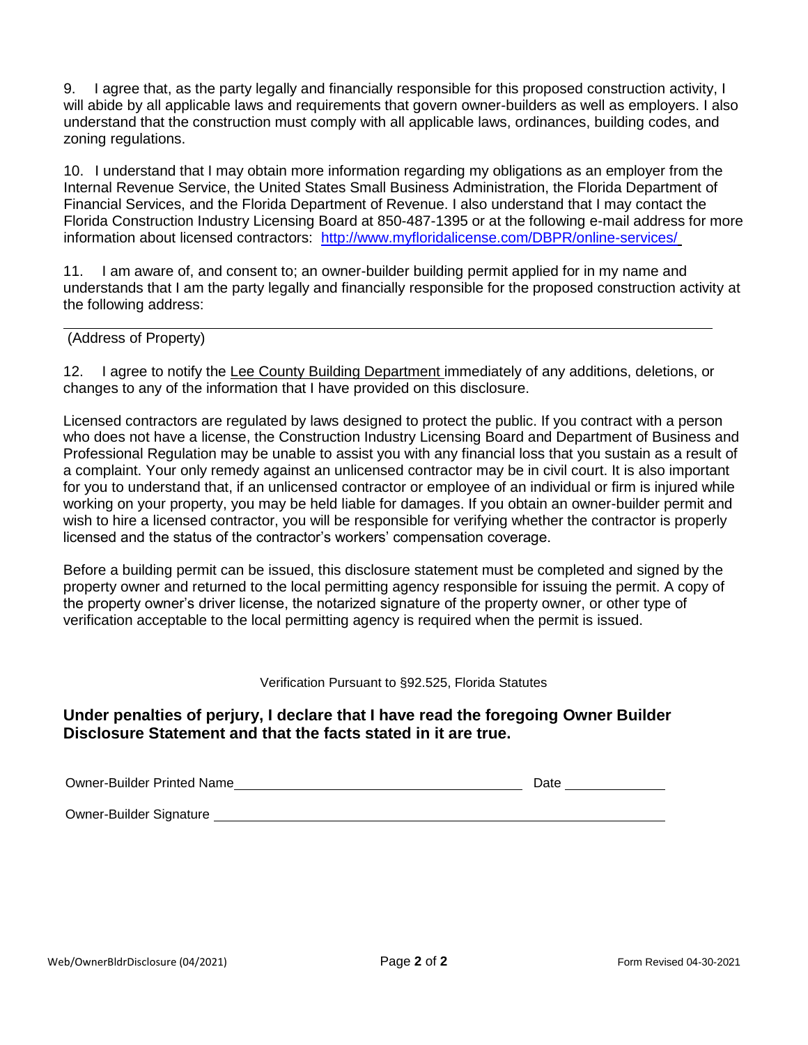9. I agree that, as the party legally and financially responsible for this proposed construction activity, I will abide by all applicable laws and requirements that govern owner-builders as well as employers. I also understand that the construction must comply with all applicable laws, ordinances, building codes, and zoning regulations.

10. I understand that I may obtain more information regarding my obligations as an employer from the Internal Revenue Service, the United States Small Business Administration, the Florida Department of Financial Services, and the Florida Department of Revenue. I also understand that I may contact the Florida Construction Industry Licensing Board at 850-487-1395 or at the following e-mail address for more information about licensed contractors: http://www.myfloridalicense.com/DBPR/online-services/

11. I am aware of, and consent to; an owner-builder building permit applied for in my name and understands that I am the party legally and financially responsible for the proposed construction activity at the following address:

______________________________________________________________________________

(Address of Property)

12. I agree to notify the Lee County Building Department immediately of any additions, deletions, or changes to any of the information that I have provided on this disclosure.

Licensed contractors are regulated by laws designed to protect the public. If you contract with a person who does not have a license, the Construction Industry Licensing Board and Department of Business and Professional Regulation may be unable to assist you with any financial loss that you sustain as a result of a complaint. Your only remedy against an unlicensed contractor may be in civil court. It is also important for you to understand that, if an unlicensed contractor or employee of an individual or firm is injured while working on your property, you may be held liable for damages. If you obtain an owner-builder permit and wish to hire a licensed contractor, you will be responsible for verifying whether the contractor is properly licensed and the status of the contractor's workers' compensation coverage.

Before a building permit can be issued, this disclosure statement must be completed and signed by the property owner and returned to the local permitting agency responsible for issuing the permit. A copy of the property owner's driver license, the notarized signature of the property owner, or other type of verification acceptable to the local permitting agency is required when the permit is issued.

Verification Pursuant to §92.525, Florida Statutes

**Under penalties of perjury, I declare that I have read the foregoing Owner Builder Disclosure Statement and that the facts stated in it are true.**

Owner-Builder Printed Name ______________________________ Date ____________

Owner-Builder Signature ______________________________________________

Web/OwnerBldrDisclosure (04/2021) Form Revised 04-30-2021